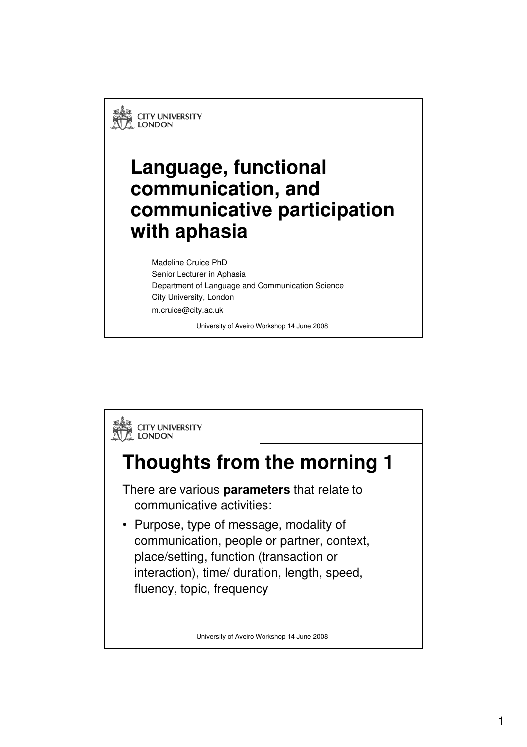# Language, functional communication, and communicative participation with aphasia

Madeline Cruice PhD
Senior Lecturer in Aphasia
Department of Language and Communication Science
City University, London
m.cruice@city.ac.uk

University of Aveiro Workshop 14 June 2008

## Thoughts from the morning 1

There are various **parameters** that relate to communicative activities:

- Purpose, type of message, modality of communication, people or partner, context, place/setting, function (transaction or interaction), time/ duration, length, speed, fluency, topic, frequency

University of Aveiro Workshop 14 June 2008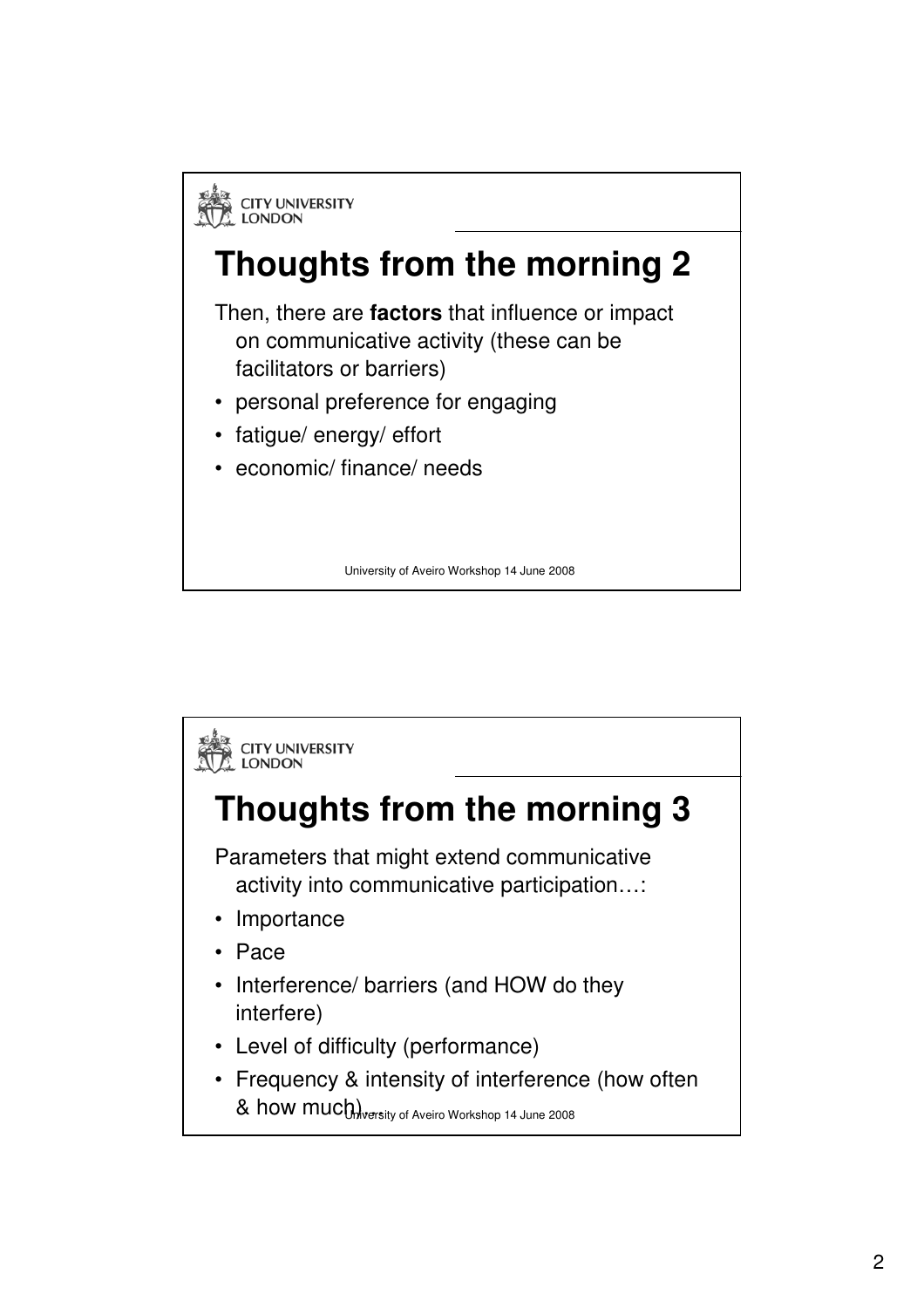# Thoughts from the morning 2

Then, there are **factors** that influence or impact on communicative activity (these can be facilitators or barriers)

- personal preference for engaging
- fatigue/ energy/ effort
- economic/ finance/ needs

# Thoughts from the morning 3

Parameters that might extend communicative activity into communicative participation…:

- Importance
- Pace
- Interference/ barriers (and HOW do they interfere)
- Level of difficulty (performance)
- Frequency & intensity of interference (how often & how much)…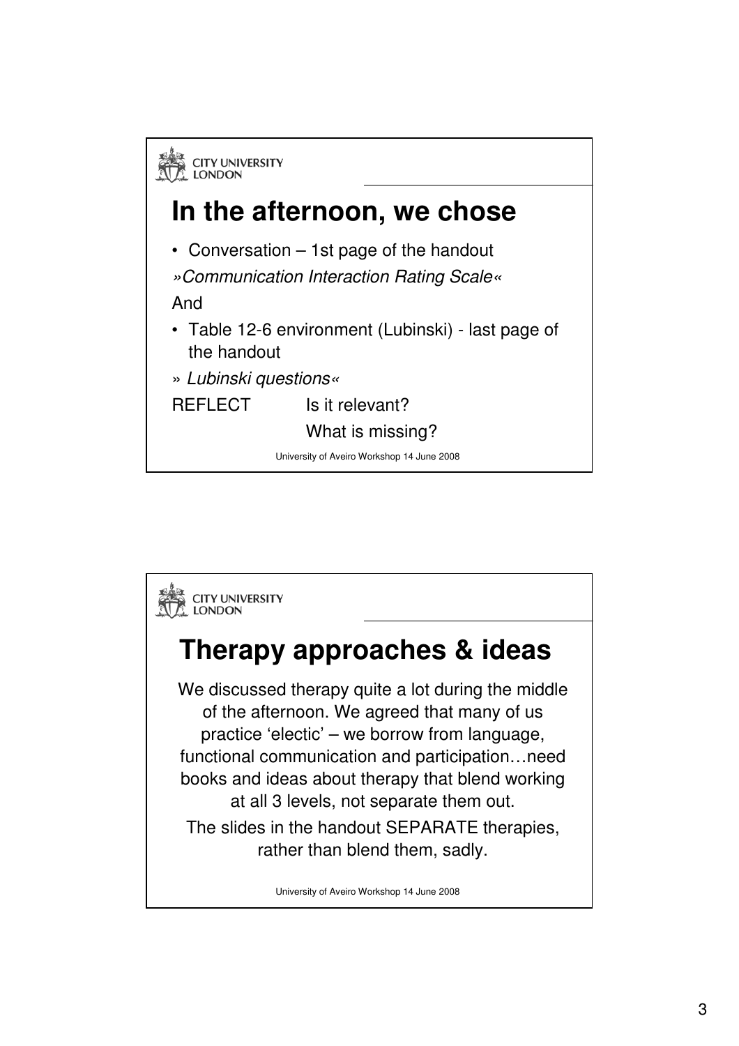## In the afternoon, we chose

- Conversation – 1st page of the handout

*»Communication Interaction Rating Scale«*

And

- Table 12-6 environment (Lubinski) - last page of the handout

» *Lubinski questions«*

REFLECT Is it relevant?

What is missing?

University of Aveiro Workshop 14 June 2008

## Therapy approaches & ideas

We discussed therapy quite a lot during the middle of the afternoon. We agreed that many of us practice 'electic' – we borrow from language, functional communication and participation…need books and ideas about therapy that blend working at all 3 levels, not separate them out.

The slides in the handout SEPARATE therapies, rather than blend them, sadly.

University of Aveiro Workshop 14 June 2008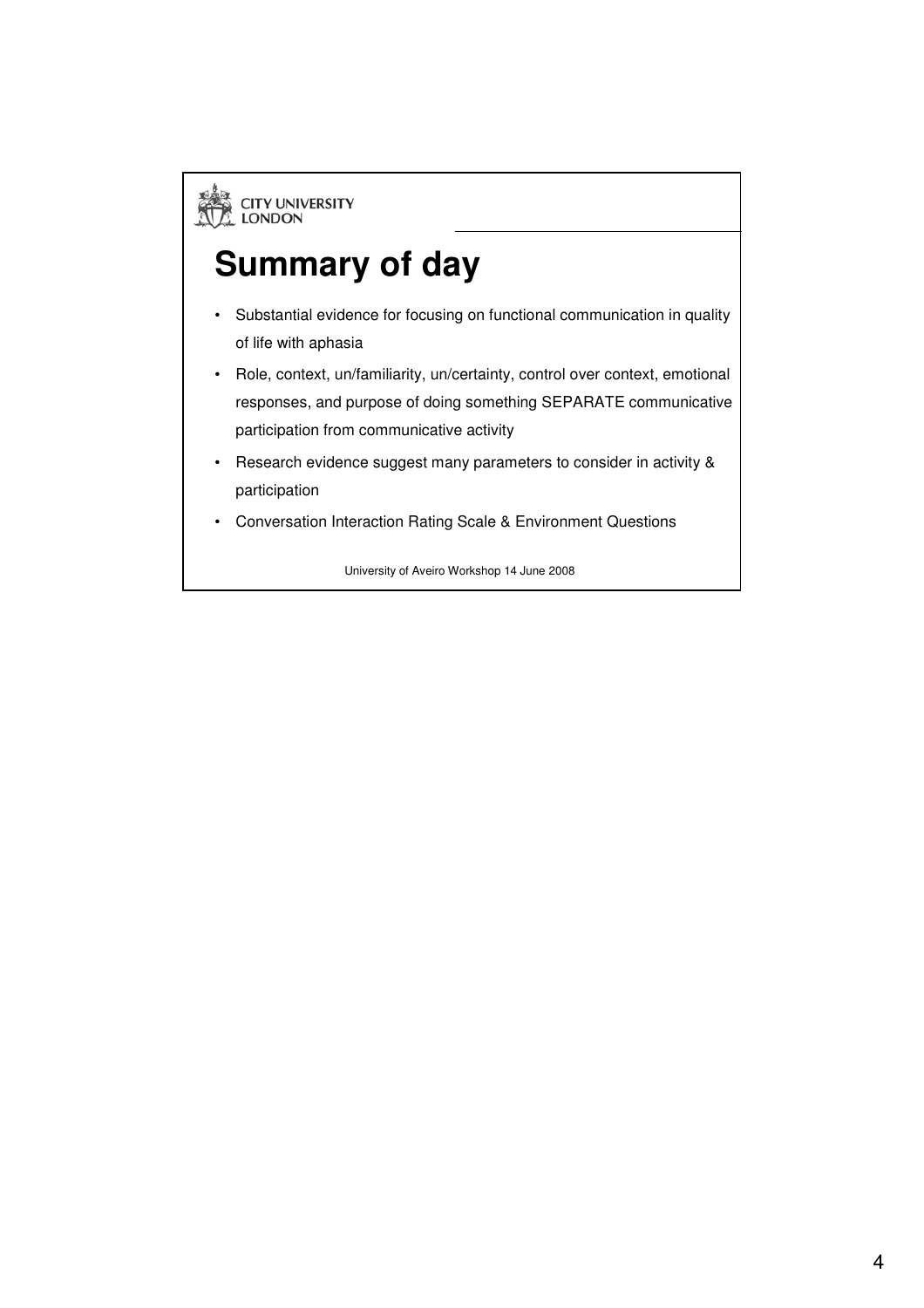CITY UNIVERSITY LONDON

# Summary of day

- Substantial evidence for focusing on functional communication in quality of life with aphasia
- Role, context, un/familiarity, un/certainty, control over context, emotional responses, and purpose of doing something SEPARATE communicative participation from communicative activity
- Research evidence suggest many parameters to consider in activity & participation
- Conversation Interaction Rating Scale & Environment Questions

University of Aveiro Workshop 14 June 2008